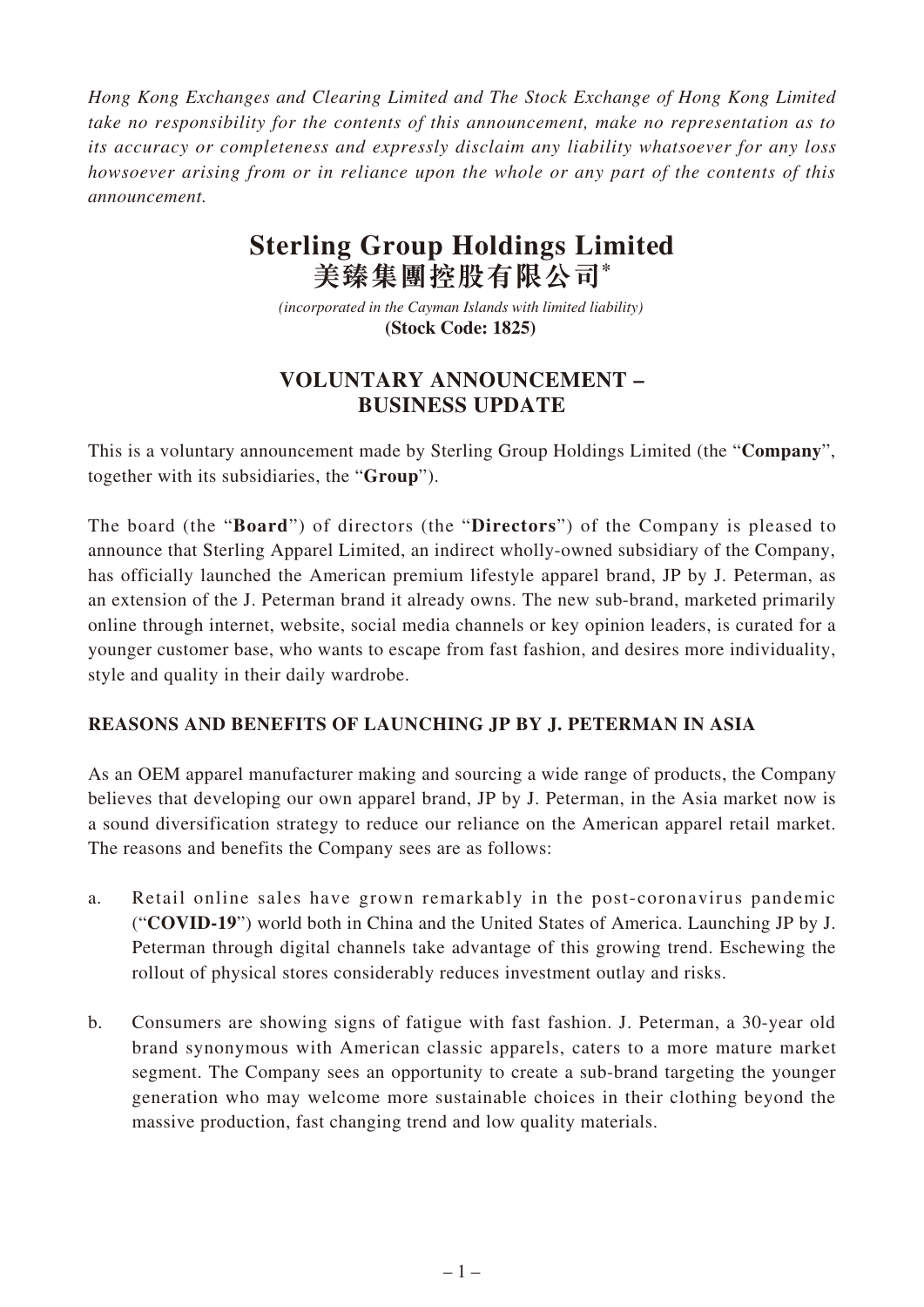*Hong Kong Exchanges and Clearing Limited and The Stock Exchange of Hong Kong Limited take no responsibility for the contents of this announcement, make no representation as to its accuracy or completeness and expressly disclaim any liability whatsoever for any loss howsoever arising from or in reliance upon the whole or any part of the contents of this announcement.*

# Sterling Group Holdings Limited
# 美臻集團控股有限公司*

*(incorporated in the Cayman Islands with limited liability)*
**(Stock Code: 1825)**

## VOLUNTARY ANNOUNCEMENT – BUSINESS UPDATE

This is a voluntary announcement made by Sterling Group Holdings Limited (the "**Company**", together with its subsidiaries, the "**Group**").

The board (the "**Board**") of directors (the "**Directors**") of the Company is pleased to announce that Sterling Apparel Limited, an indirect wholly-owned subsidiary of the Company, has officially launched the American premium lifestyle apparel brand, JP by J. Peterman, as an extension of the J. Peterman brand it already owns. The new sub-brand, marketed primarily online through internet, website, social media channels or key opinion leaders, is curated for a younger customer base, who wants to escape from fast fashion, and desires more individuality, style and quality in their daily wardrobe.

### REASONS AND BENEFITS OF LAUNCHING JP BY J. PETERMAN IN ASIA

As an OEM apparel manufacturer making and sourcing a wide range of products, the Company believes that developing our own apparel brand, JP by J. Peterman, in the Asia market now is a sound diversification strategy to reduce our reliance on the American apparel retail market. The reasons and benefits the Company sees are as follows:

a. Retail online sales have grown remarkably in the post-coronavirus pandemic ("**COVID-19**") world both in China and the United States of America. Launching JP by J. Peterman through digital channels take advantage of this growing trend. Eschewing the rollout of physical stores considerably reduces investment outlay and risks.

b. Consumers are showing signs of fatigue with fast fashion. J. Peterman, a 30-year old brand synonymous with American classic apparels, caters to a more mature market segment. The Company sees an opportunity to create a sub-brand targeting the younger generation who may welcome more sustainable choices in their clothing beyond the massive production, fast changing trend and low quality materials.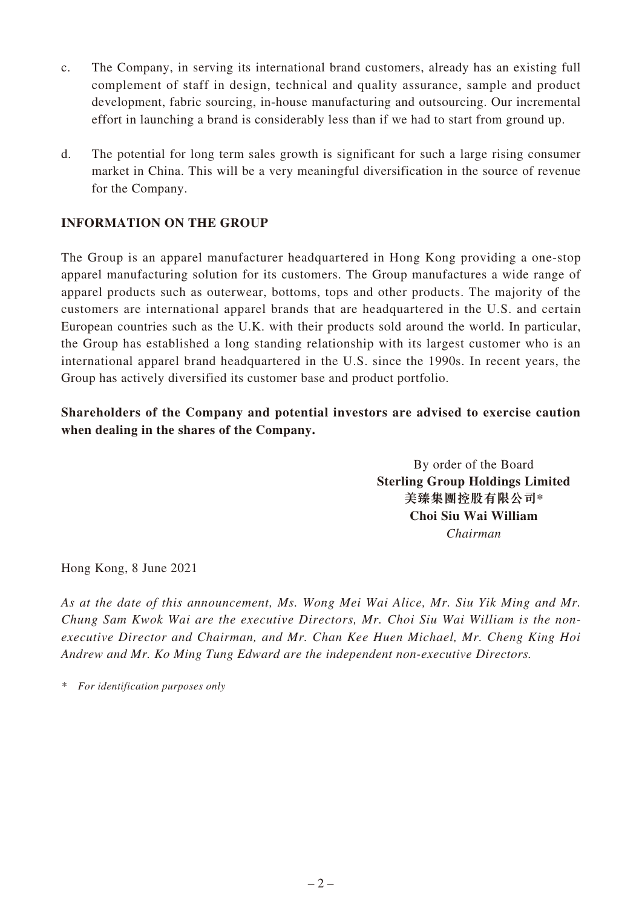c. The Company, in serving its international brand customers, already has an existing full complement of staff in design, technical and quality assurance, sample and product development, fabric sourcing, in-house manufacturing and outsourcing. Our incremental effort in launching a brand is considerably less than if we had to start from ground up.

d. The potential for long term sales growth is significant for such a large rising consumer market in China. This will be a very meaningful diversification in the source of revenue for the Company.

## INFORMATION ON THE GROUP

The Group is an apparel manufacturer headquartered in Hong Kong providing a one-stop apparel manufacturing solution for its customers. The Group manufactures a wide range of apparel products such as outerwear, bottoms, tops and other products. The majority of the customers are international apparel brands that are headquartered in the U.S. and certain European countries such as the U.K. with their products sold around the world. In particular, the Group has established a long standing relationship with its largest customer who is an international apparel brand headquartered in the U.S. since the 1990s. In recent years, the Group has actively diversified its customer base and product portfolio.

**Shareholders of the Company and potential investors are advised to exercise caution when dealing in the shares of the Company.**

By order of the Board
**Sterling Group Holdings Limited**
**美臻集團控股有限公司***
**Choi Siu Wai William**
*Chairman*

Hong Kong, 8 June 2021

*As at the date of this announcement, Ms. Wong Mei Wai Alice, Mr. Siu Yik Ming and Mr. Chung Sam Kwok Wai are the executive Directors, Mr. Choi Siu Wai William is the non-executive Director and Chairman, and Mr. Chan Kee Huen Michael, Mr. Cheng King Hoi Andrew and Mr. Ko Ming Tung Edward are the independent non-executive Directors.*

\* *For identification purposes only*